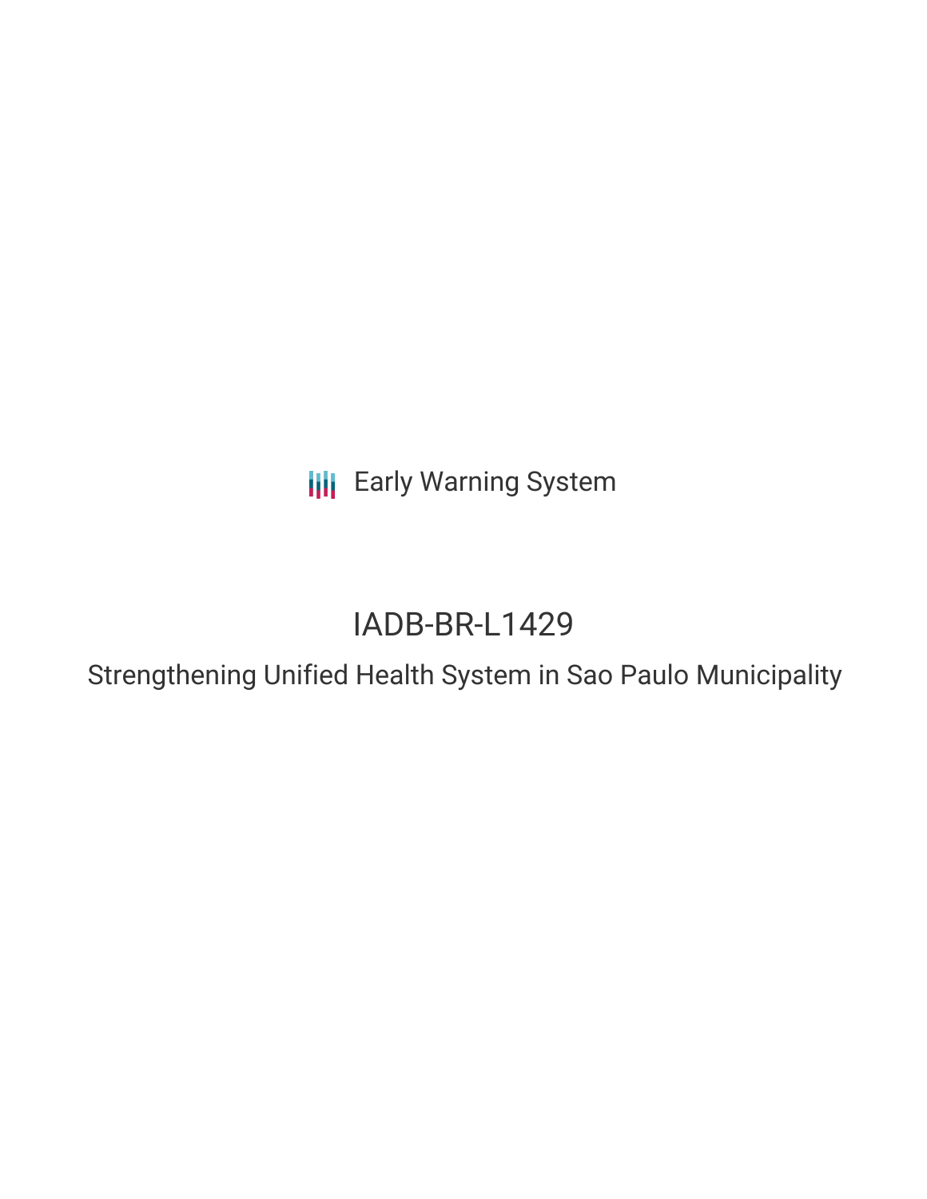Early Warning System

# IADB-BR-L1429

## Strengthening Unified Health System in Sao Paulo Municipality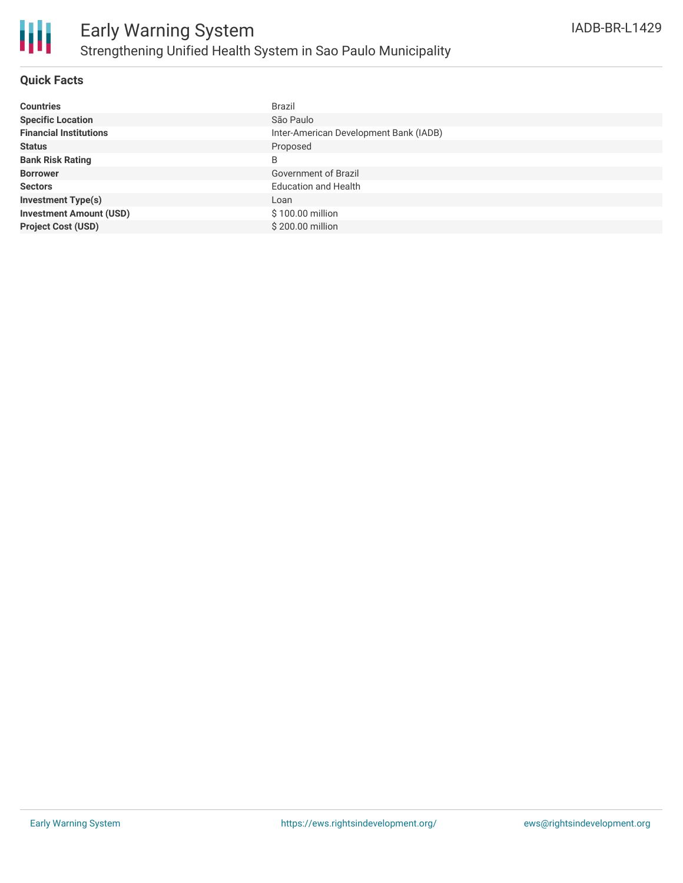# Early Warning System

## Strengthening Unified Health System in Sao Paulo Municipality

IADB-BR-L1429

### Quick Facts

| | |
|---|---|
| **Countries** | Brazil |
| **Specific Location** | São Paulo |
| **Financial Institutions** | Inter-American Development Bank (IADB) |
| **Status** | Proposed |
| **Bank Risk Rating** | B |
| **Borrower** | Government of Brazil |
| **Sectors** | Education and Health |
| **Investment Type(s)** | Loan |
| **Investment Amount (USD)** | $ 100.00 million |
| **Project Cost (USD)** | $ 200.00 million |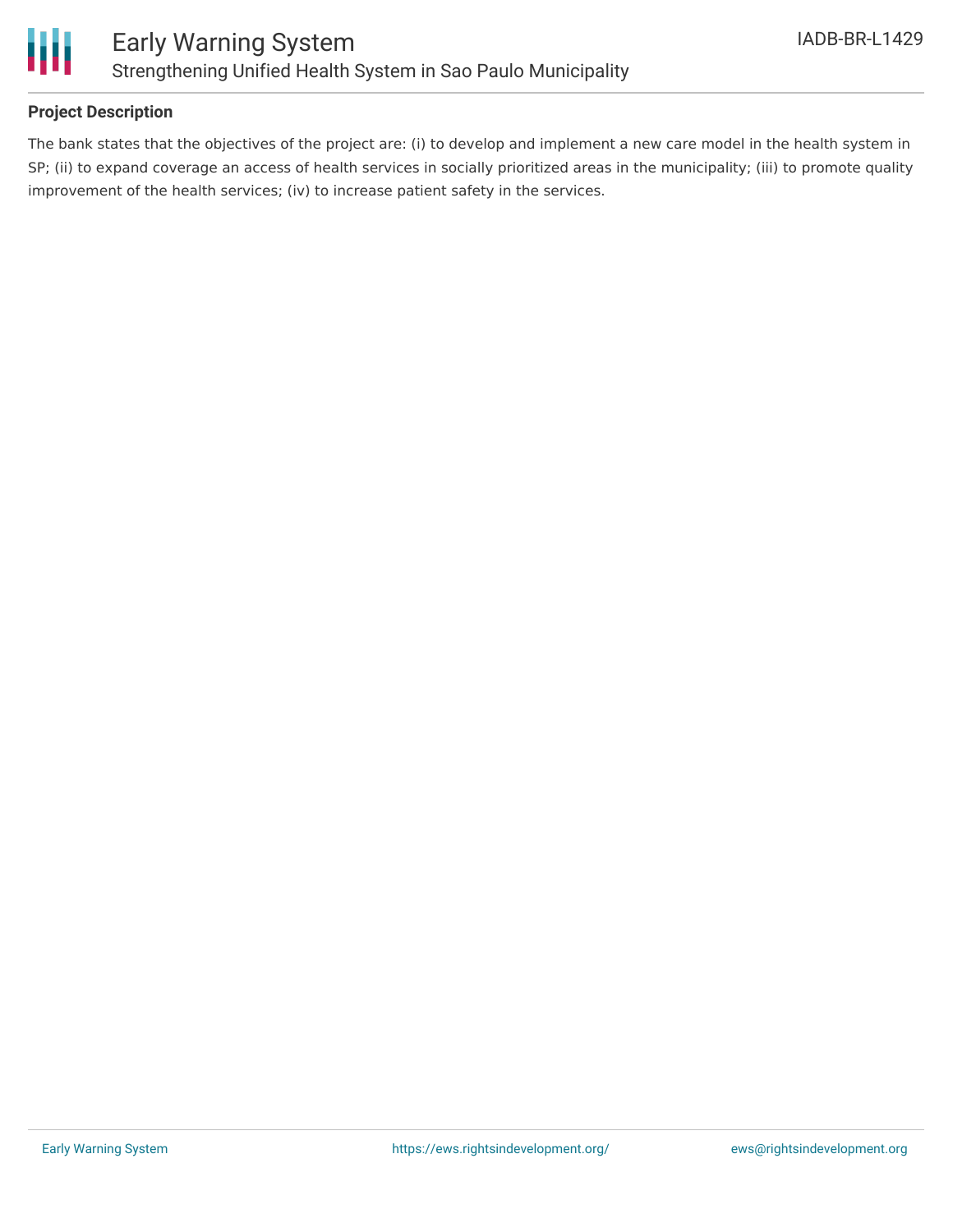## Project Description

The bank states that the objectives of the project are: (i) to develop and implement a new care model in the health system in SP; (ii) to expand coverage an access of health services in socially prioritized areas in the municipality; (iii) to promote quality improvement of the health services; (iv) to increase patient safety in the services.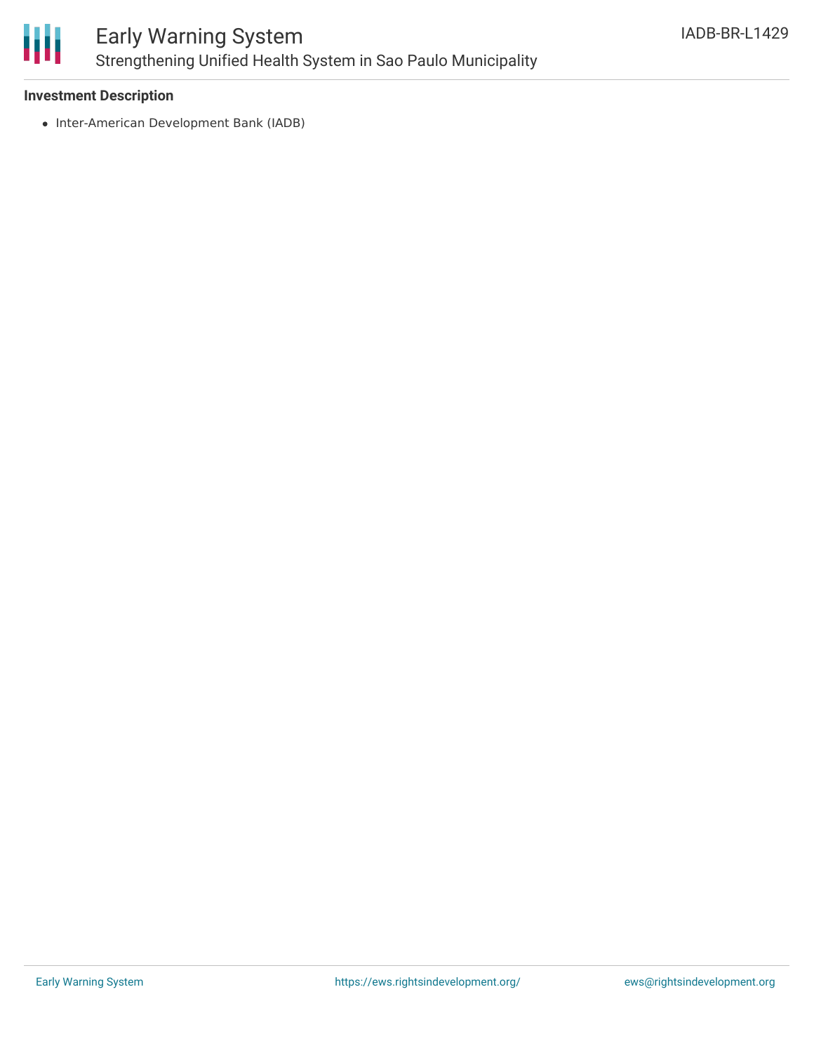**Investment Description**

- Inter-American Development Bank (IADB)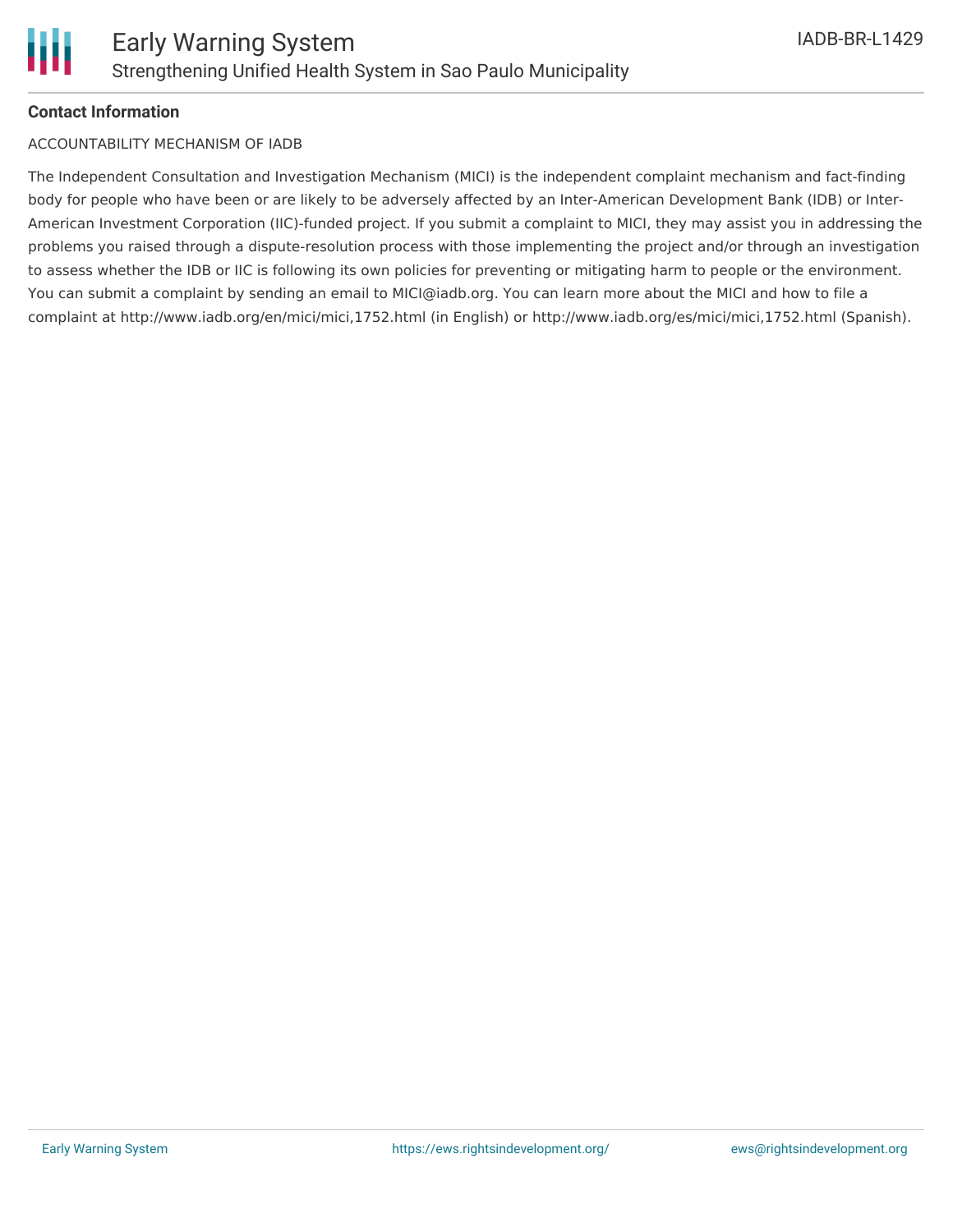**Contact Information**

ACCOUNTABILITY MECHANISM OF IADB

The Independent Consultation and Investigation Mechanism (MICI) is the independent complaint mechanism and fact-finding body for people who have been or are likely to be adversely affected by an Inter-American Development Bank (IDB) or Inter-American Investment Corporation (IIC)-funded project. If you submit a complaint to MICI, they may assist you in addressing the problems you raised through a dispute-resolution process with those implementing the project and/or through an investigation to assess whether the IDB or IIC is following its own policies for preventing or mitigating harm to people or the environment. You can submit a complaint by sending an email to MICI@iadb.org. You can learn more about the MICI and how to file a complaint at http://www.iadb.org/en/mici/mici,1752.html (in English) or http://www.iadb.org/es/mici/mici,1752.html (Spanish).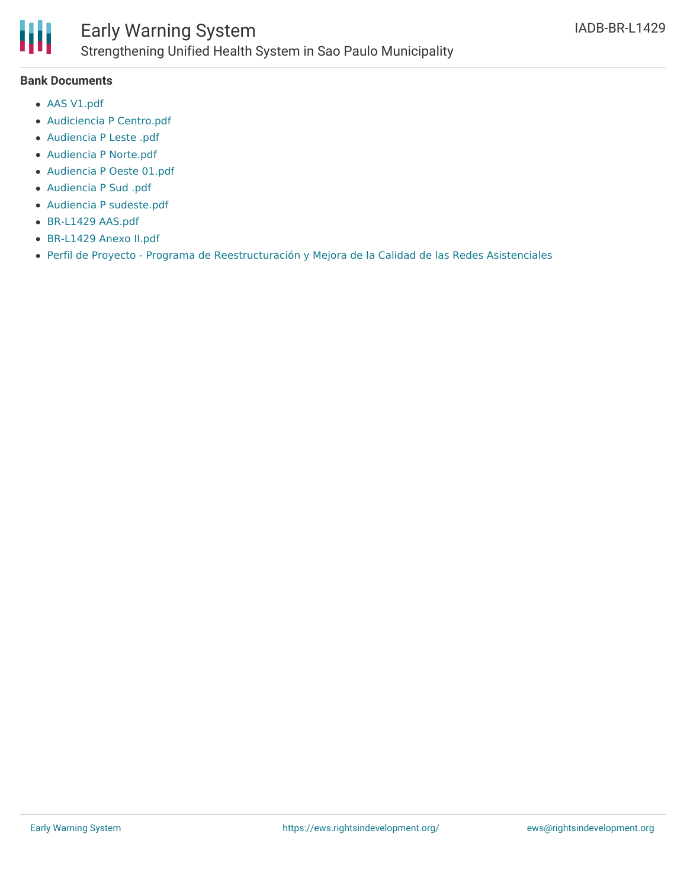**Bank Documents**

- AAS V1.pdf
- Audiciencia P Centro.pdf
- Audiencia P Leste .pdf
- Audiencia P Norte.pdf
- Audiencia P Oeste 01.pdf
- Audiencia P Sud .pdf
- Audiencia P sudeste.pdf
- BR-L1429 AAS.pdf
- BR-L1429 Anexo II.pdf
- Perfil de Proyecto - Programa de Reestructuración y Mejora de la Calidad de las Redes Asistenciales